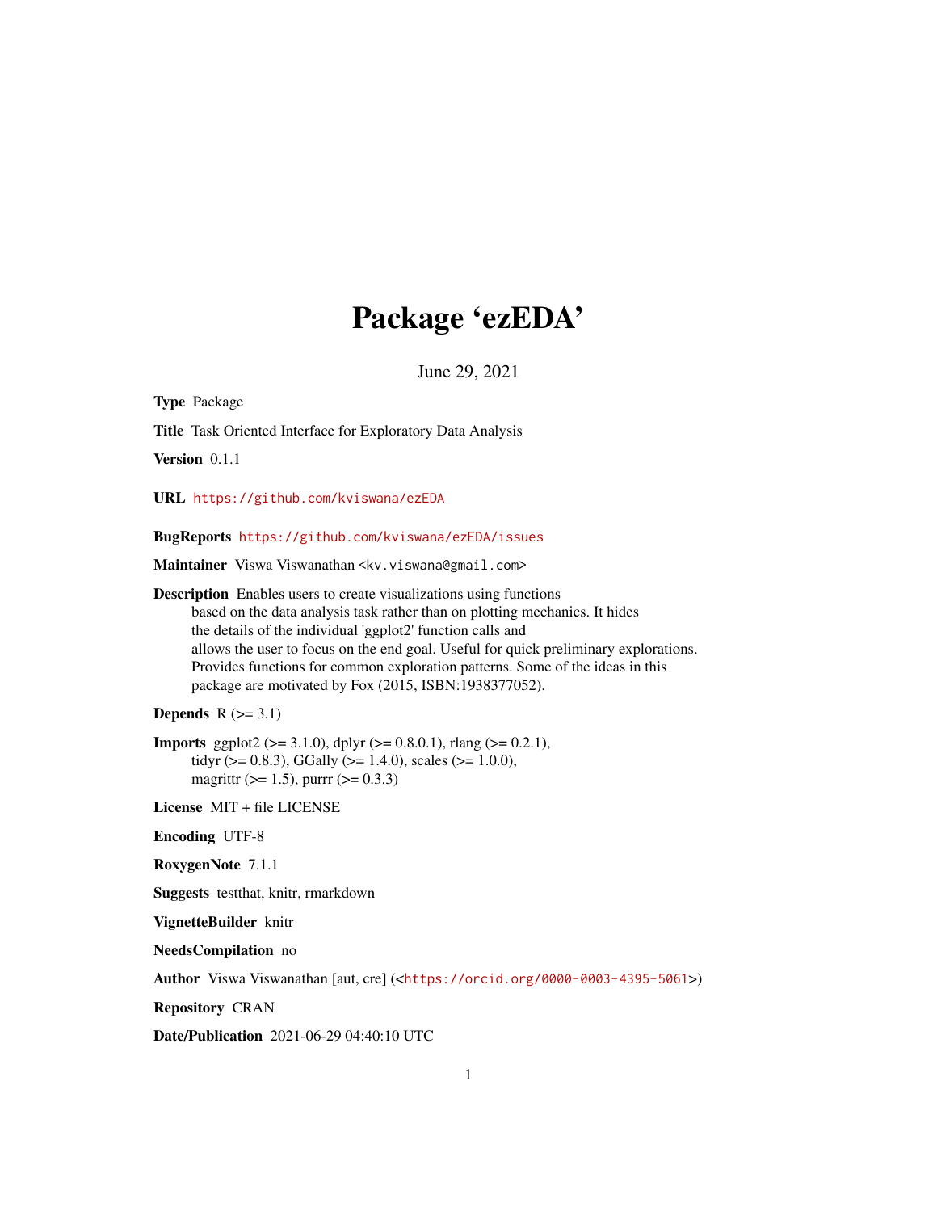# Package 'ezEDA'

June 29, 2021

**Type** Package

**Title** Task Oriented Interface for Exploratory Data Analysis

**Version** 0.1.1

**URL** https://github.com/kviswana/ezEDA

**BugReports** https://github.com/kviswana/ezEDA/issues

**Maintainer** Viswa Viswanathan <kv.viswana@gmail.com>

**Description** Enables users to create visualizations using functions based on the data analysis task rather than on plotting mechanics. It hides the details of the individual 'ggplot2' function calls and allows the user to focus on the end goal. Useful for quick preliminary explorations. Provides functions for common exploration patterns. Some of the ideas in this package are motivated by Fox (2015, ISBN:1938377052).

**Depends** R (>= 3.1)

**Imports** ggplot2 (>= 3.1.0), dplyr (>= 0.8.0.1), rlang (>= 0.2.1), tidyr (>= 0.8.3), GGally (>= 1.4.0), scales (>= 1.0.0), magrittr (>= 1.5), purrr (>= 0.3.3)

**License** MIT + file LICENSE

**Encoding** UTF-8

**RoxygenNote** 7.1.1

**Suggests** testthat, knitr, rmarkdown

**VignetteBuilder** knitr

**NeedsCompilation** no

**Author** Viswa Viswanathan [aut, cre] (<https://orcid.org/0000-0003-4395-5061>)

**Repository** CRAN

**Date/Publication** 2021-06-29 04:40:10 UTC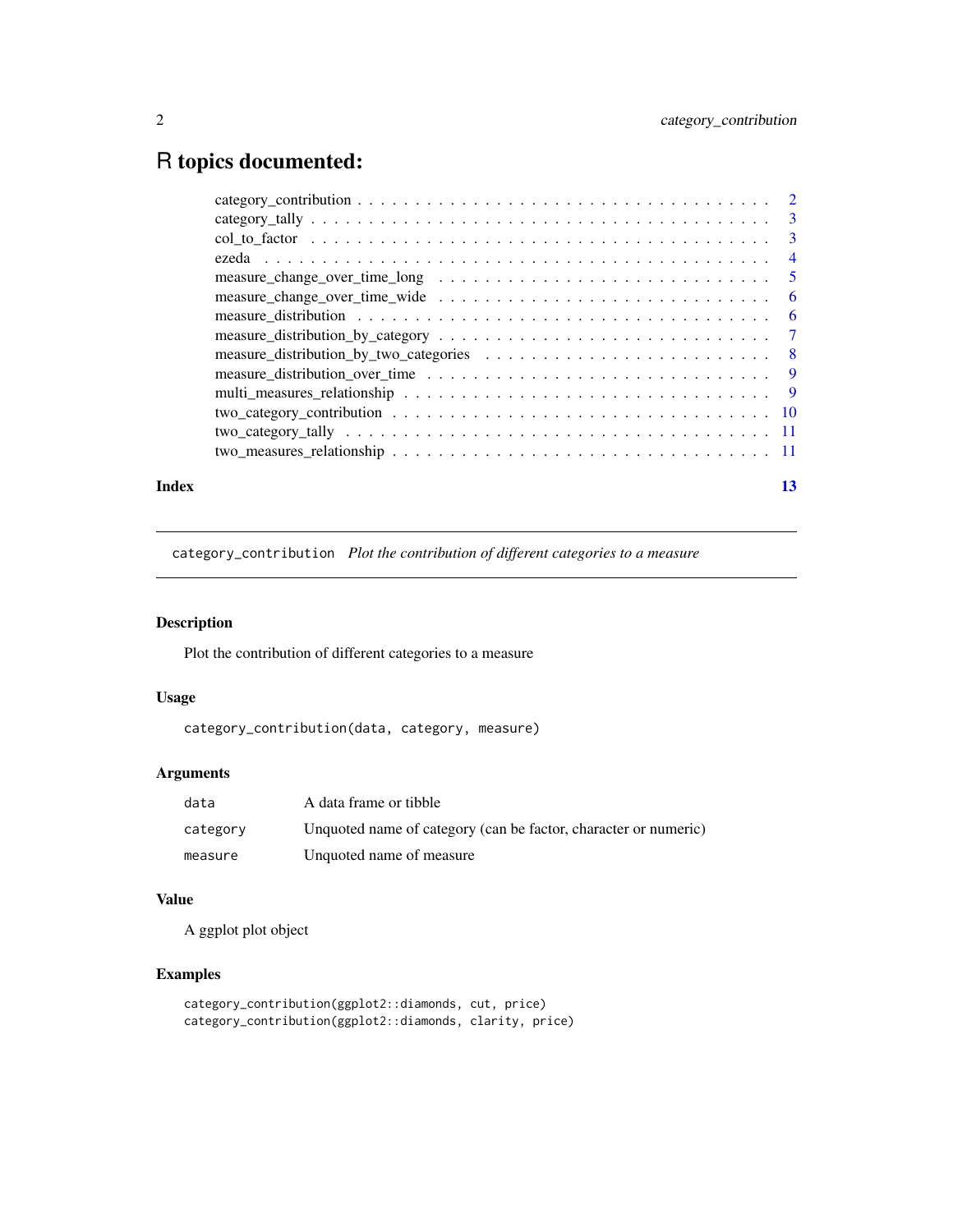# R topics documented:

- category_contribution . . . . . . . . . . . . . . . . . . . . . . . . . . . . . . . . . . . 2
- category_tally . . . . . . . . . . . . . . . . . . . . . . . . . . . . . . . . . . . . . . . 3
- col_to_factor . . . . . . . . . . . . . . . . . . . . . . . . . . . . . . . . . . . . . . . 3
- ezeda . . . . . . . . . . . . . . . . . . . . . . . . . . . . . . . . . . . . . . . . . . . 4
- measure_change_over_time_long . . . . . . . . . . . . . . . . . . . . . . . . . . . . 5
- measure_change_over_time_wide . . . . . . . . . . . . . . . . . . . . . . . . . . . . 6
- measure_distribution . . . . . . . . . . . . . . . . . . . . . . . . . . . . . . . . . . 6
- measure_distribution_by_category . . . . . . . . . . . . . . . . . . . . . . . . . . . 7
- measure_distribution_by_two_categories . . . . . . . . . . . . . . . . . . . . . . . . 8
- measure_distribution_over_time . . . . . . . . . . . . . . . . . . . . . . . . . . . . 9
- multi_measures_relationship . . . . . . . . . . . . . . . . . . . . . . . . . . . . . . 9
- two_category_contribution . . . . . . . . . . . . . . . . . . . . . . . . . . . . . . . 10
- two_category_tally . . . . . . . . . . . . . . . . . . . . . . . . . . . . . . . . . . . 11
- two_measures_relationship . . . . . . . . . . . . . . . . . . . . . . . . . . . . . . . 11

**Index** **13**

---

## category_contribution *Plot the contribution of different categories to a measure*

---

### Description

Plot the contribution of different categories to a measure

### Usage

```
category_contribution(data, category, measure)
```

### Arguments

| | |
|---|---|
| `data` | A data frame or tibble |
| `category` | Unquoted name of category (can be factor, character or numeric) |
| `measure` | Unquoted name of measure |

### Value

A ggplot plot object

### Examples

```
category_contribution(ggplot2::diamonds, cut, price)
category_contribution(ggplot2::diamonds, clarity, price)
```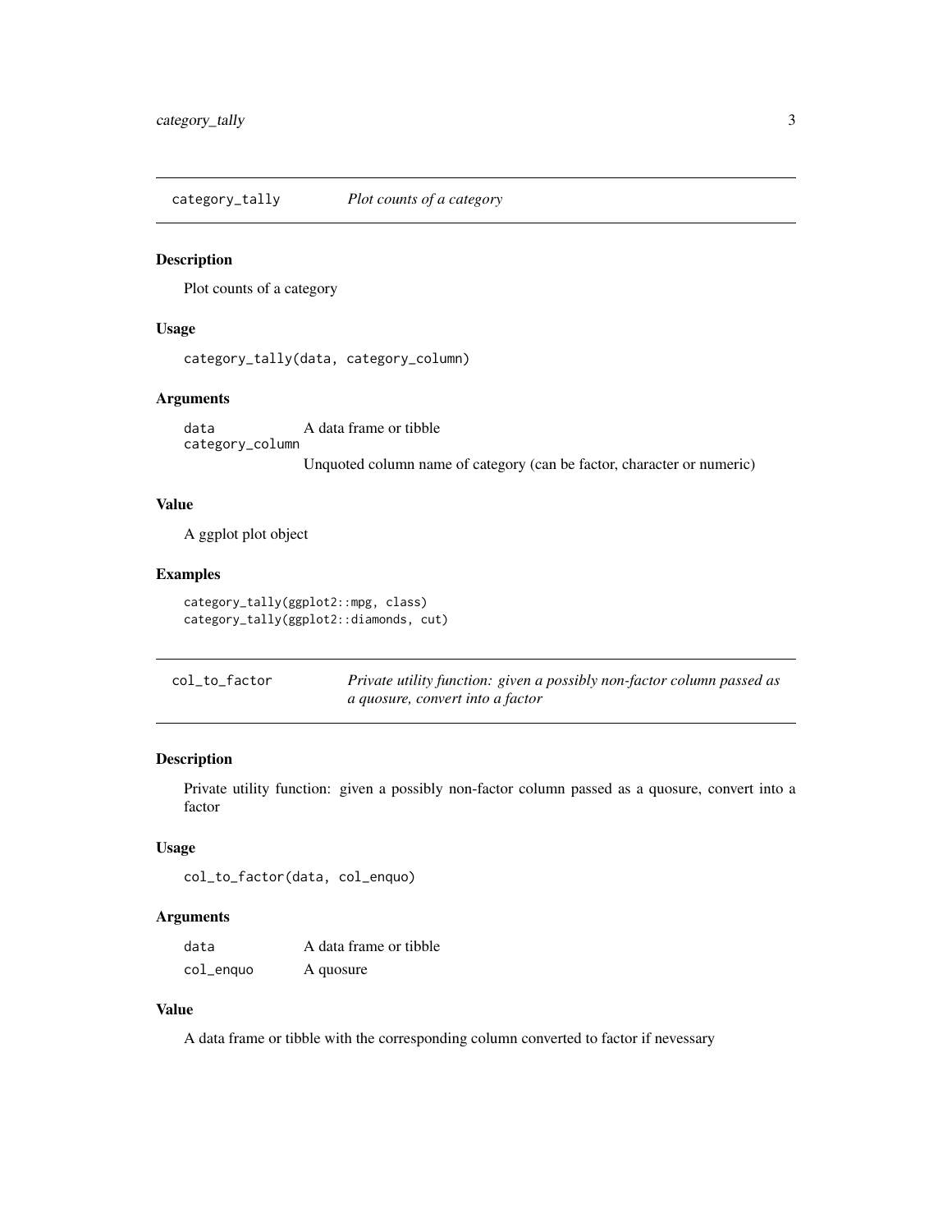## category_tally *Plot counts of a category*

### Description

Plot counts of a category

### Usage

```
category_tally(data, category_column)
```

### Arguments

| | |
|---|---|
| data | A data frame or tibble |
| category_column | Unquoted column name of category (can be factor, character or numeric) |

### Value

A ggplot plot object

### Examples

```
category_tally(ggplot2::mpg, class)
category_tally(ggplot2::diamonds, cut)
```

## col_to_factor *Private utility function: given a possibly non-factor column passed as a quosure, convert into a factor*

### Description

Private utility function: given a possibly non-factor column passed as a quosure, convert into a factor

### Usage

```
col_to_factor(data, col_enquo)
```

### Arguments

| | |
|---|---|
| data | A data frame or tibble |
| col_enquo | A quosure |

### Value

A data frame or tibble with the corresponding column converted to factor if nevessary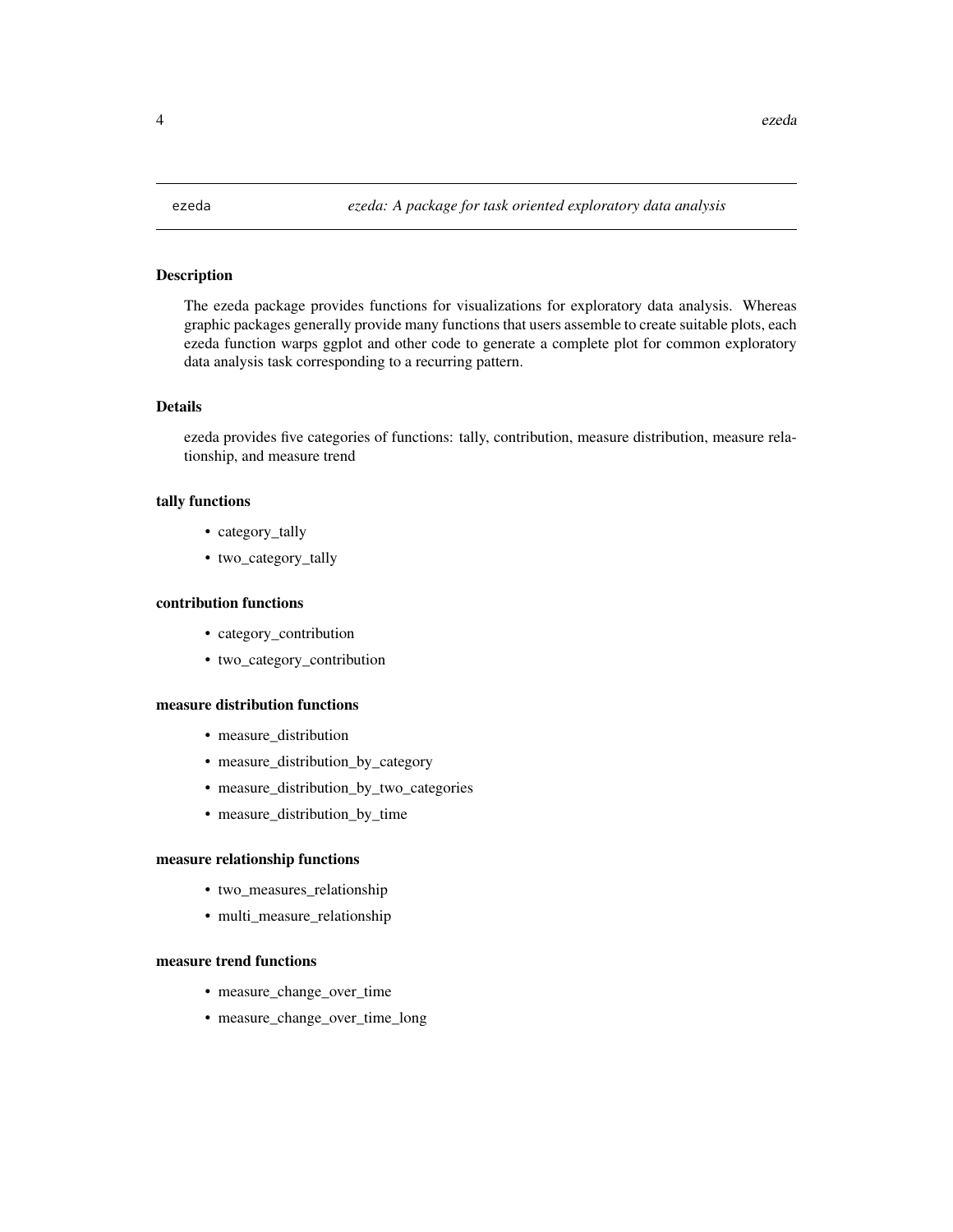# ezeda — *ezeda: A package for task oriented exploratory data analysis*

## Description

The ezeda package provides functions for visualizations for exploratory data analysis. Whereas graphic packages generally provide many functions that users assemble to create suitable plots, each ezeda function warps ggplot and other code to generate a complete plot for common exploratory data analysis task corresponding to a recurring pattern.

## Details

ezeda provides five categories of functions: tally, contribution, measure distribution, measure relationship, and measure trend

### tally functions

- category_tally
- two_category_tally

### contribution functions

- category_contribution
- two_category_contribution

### measure distribution functions

- measure_distribution
- measure_distribution_by_category
- measure_distribution_by_two_categories
- measure_distribution_by_time

### measure relationship functions

- two_measures_relationship
- multi_measure_relationship

### measure trend functions

- measure_change_over_time
- measure_change_over_time_long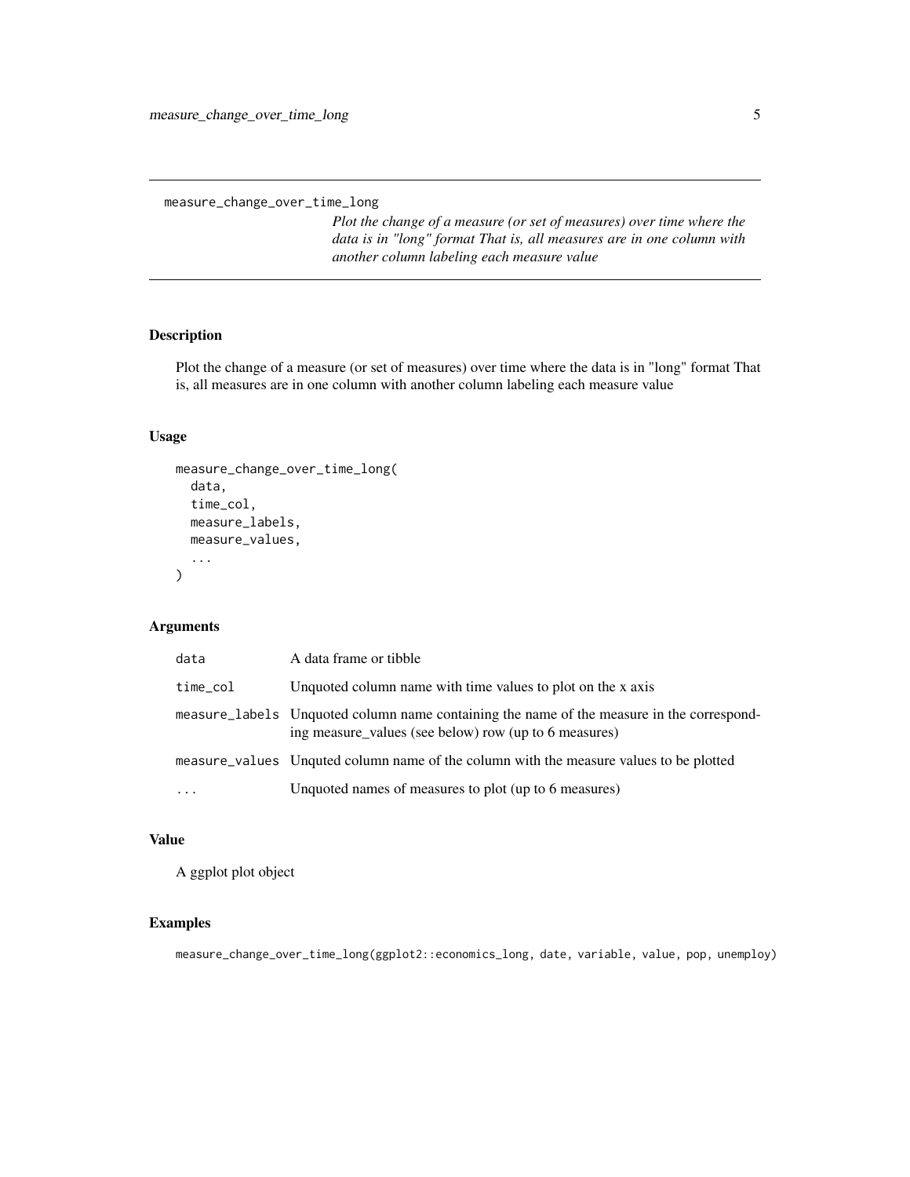measure_change_over_time_long

*Plot the change of a measure (or set of measures) over time where the data is in "long" format That is, all measures are in one column with another column labeling each measure value*

## Description

Plot the change of a measure (or set of measures) over time where the data is in "long" format That is, all measures are in one column with another column labeling each measure value

## Usage

```
measure_change_over_time_long(
  data,
  time_col,
  measure_labels,
  measure_values,
  ...
)
```

## Arguments

| | |
|---|---|
| data | A data frame or tibble |
| time_col | Unquoted column name with time values to plot on the x axis |
| measure_labels | Unquoted column name containing the name of the measure in the corresponding measure_values (see below) row (up to 6 measures) |
| measure_values | Unquted column name of the column with the measure values to be plotted |
| ... | Unquoted names of measures to plot (up to 6 measures) |

## Value

A ggplot plot object

## Examples

```
measure_change_over_time_long(ggplot2::economics_long, date, variable, value, pop, unemploy)
```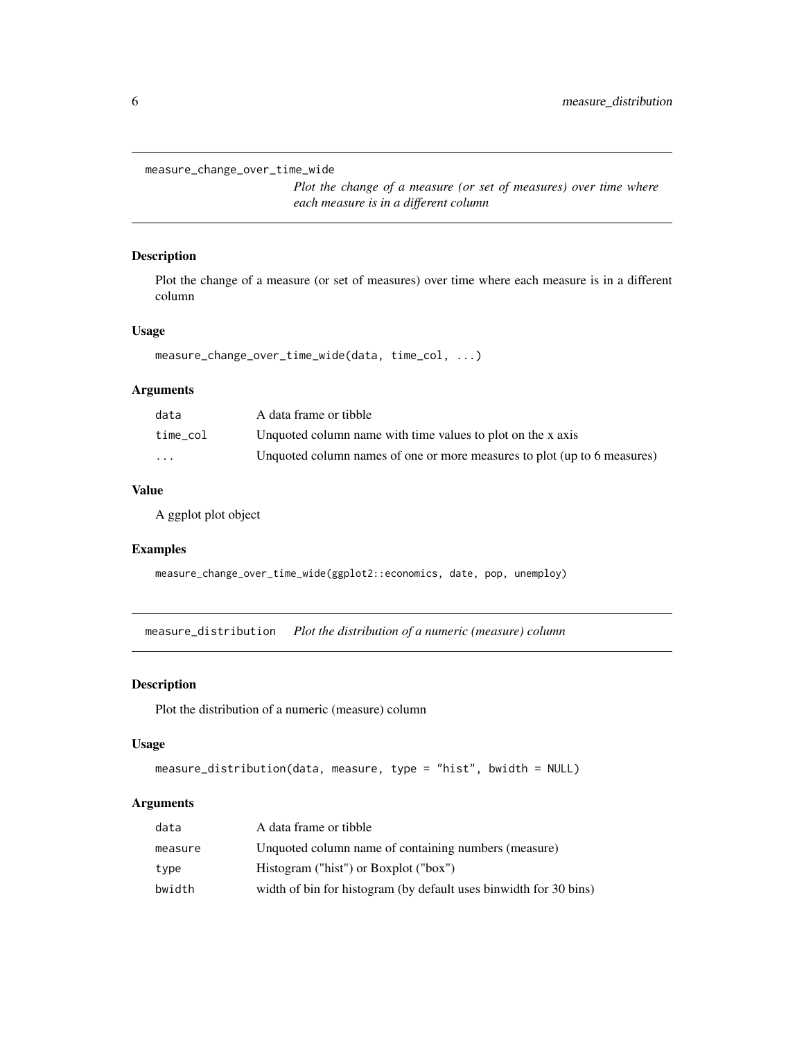## measure_change_over_time_wide

*Plot the change of a measure (or set of measures) over time where each measure is in a different column*

### Description

Plot the change of a measure (or set of measures) over time where each measure is in a different column

### Usage

```
measure_change_over_time_wide(data, time_col, ...)
```

### Arguments

| | |
|---|---|
| `data` | A data frame or tibble |
| `time_col` | Unquoted column name with time values to plot on the x axis |
| `...` | Unquoted column names of one or more measures to plot (up to 6 measures) |

### Value

A ggplot plot object

### Examples

```
measure_change_over_time_wide(ggplot2::economics, date, pop, unemploy)
```

## measure_distribution

*Plot the distribution of a numeric (measure) column*

### Description

Plot the distribution of a numeric (measure) column

### Usage

```
measure_distribution(data, measure, type = "hist", bwidth = NULL)
```

### Arguments

| | |
|---|---|
| `data` | A data frame or tibble |
| `measure` | Unquoted column name of containing numbers (measure) |
| `type` | Histogram ("hist") or Boxplot ("box") |
| `bwidth` | width of bin for histogram (by default uses binwidth for 30 bins) |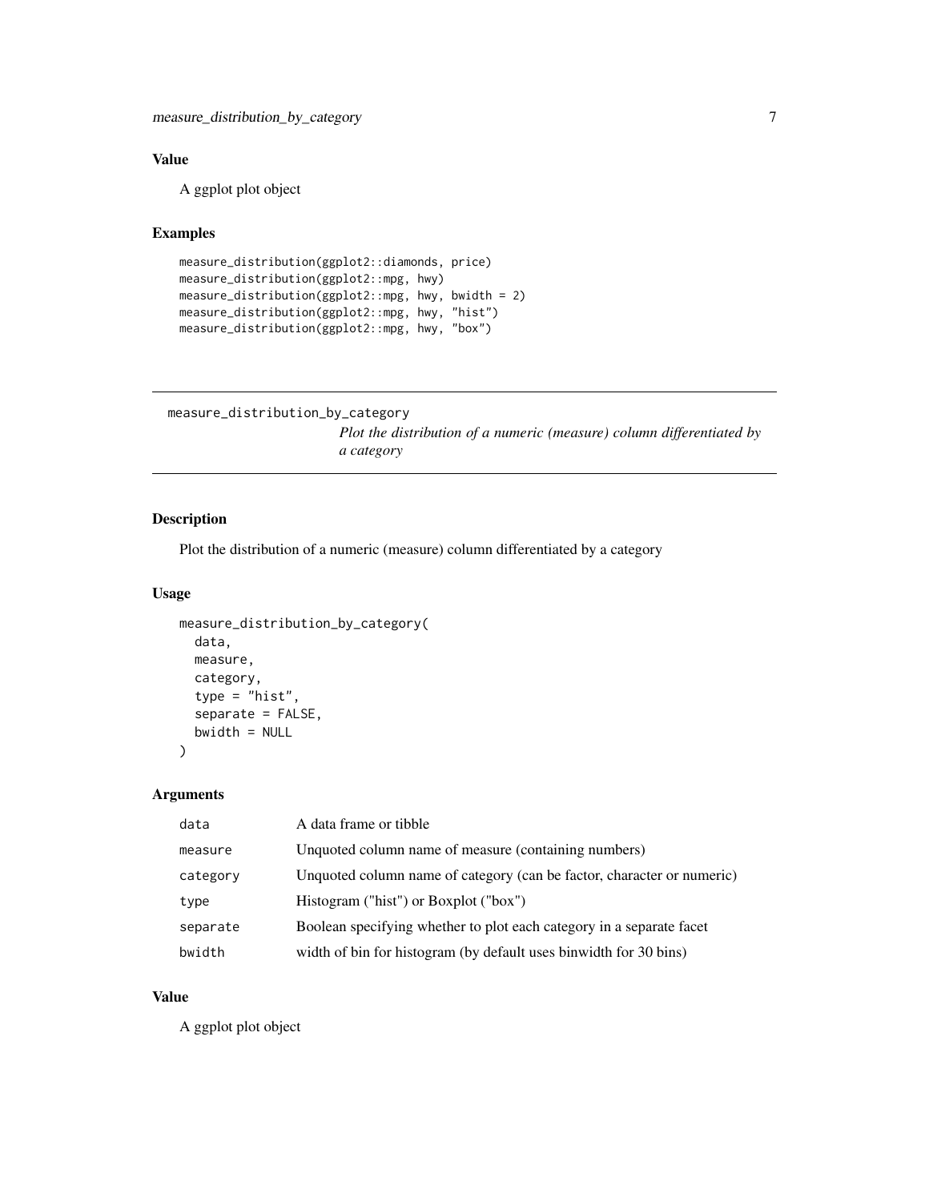### Value

A ggplot plot object

### Examples

```
measure_distribution(ggplot2::diamonds, price)
measure_distribution(ggplot2::mpg, hwy)
measure_distribution(ggplot2::mpg, hwy, bwidth = 2)
measure_distribution(ggplot2::mpg, hwy, "hist")
measure_distribution(ggplot2::mpg, hwy, "box")
```

---

## measure_distribution_by_category

*Plot the distribution of a numeric (measure) column differentiated by a category*

---

### Description

Plot the distribution of a numeric (measure) column differentiated by a category

### Usage

```
measure_distribution_by_category(
  data,
  measure,
  category,
  type = "hist",
  separate = FALSE,
  bwidth = NULL
)
```

### Arguments

| | |
|---|---|
| data | A data frame or tibble |
| measure | Unquoted column name of measure (containing numbers) |
| category | Unquoted column name of category (can be factor, character or numeric) |
| type | Histogram ("hist") or Boxplot ("box") |
| separate | Boolean specifying whether to plot each category in a separate facet |
| bwidth | width of bin for histogram (by default uses binwidth for 30 bins) |

### Value

A ggplot plot object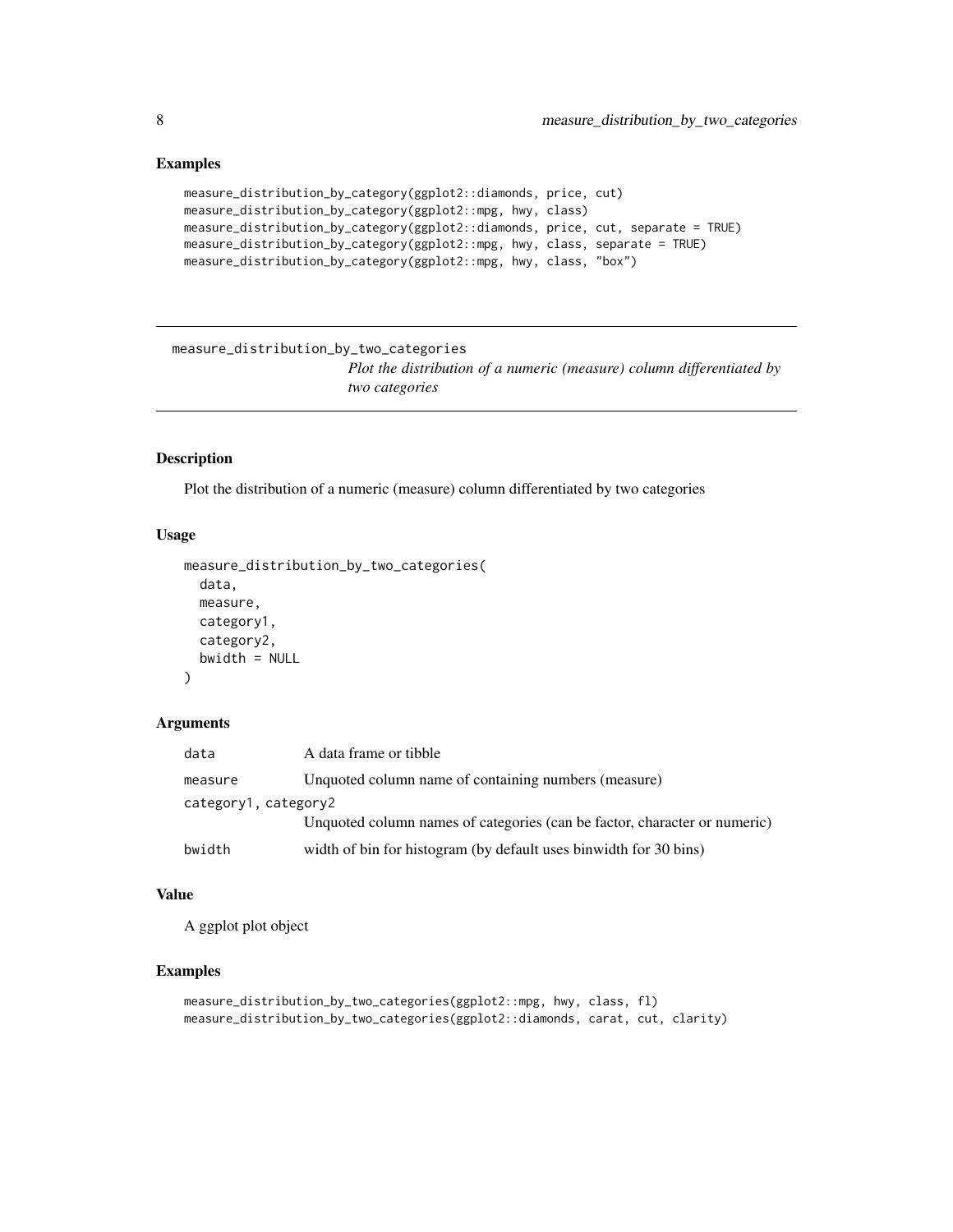### Examples

```
measure_distribution_by_category(ggplot2::diamonds, price, cut)
measure_distribution_by_category(ggplot2::mpg, hwy, class)
measure_distribution_by_category(ggplot2::diamonds, price, cut, separate = TRUE)
measure_distribution_by_category(ggplot2::mpg, hwy, class, separate = TRUE)
measure_distribution_by_category(ggplot2::mpg, hwy, class, "box")
```

---

## measure_distribution_by_two_categories

*Plot the distribution of a numeric (measure) column differentiated by two categories*

---

### Description

Plot the distribution of a numeric (measure) column differentiated by two categories

### Usage

```
measure_distribution_by_two_categories(
  data,
  measure,
  category1,
  category2,
  bwidth = NULL
)
```

### Arguments

| | |
|---|---|
| `data` | A data frame or tibble |
| `measure` | Unquoted column name of containing numbers (measure) |
| `category1, category2` | Unquoted column names of categories (can be factor, character or numeric) |
| `bwidth` | width of bin for histogram (by default uses binwidth for 30 bins) |

### Value

A ggplot plot object

### Examples

```
measure_distribution_by_two_categories(ggplot2::mpg, hwy, class, fl)
measure_distribution_by_two_categories(ggplot2::diamonds, carat, cut, clarity)
```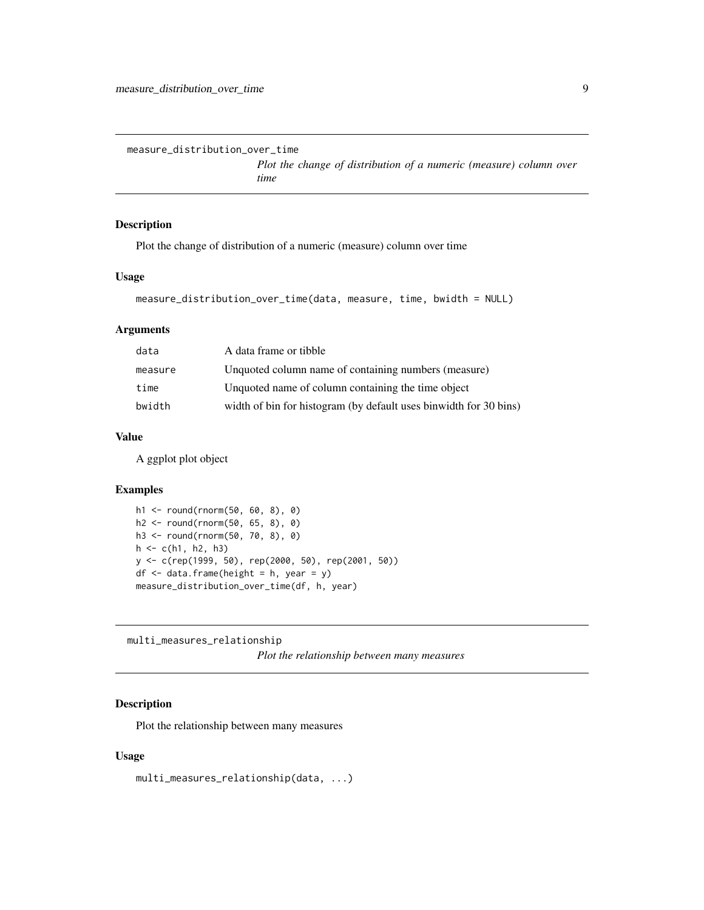## measure_distribution_over_time

*Plot the change of distribution of a numeric (measure) column over time*

### Description

Plot the change of distribution of a numeric (measure) column over time

### Usage

```
measure_distribution_over_time(data, measure, time, bwidth = NULL)
```

### Arguments

| | |
|---|---|
| data | A data frame or tibble |
| measure | Unquoted column name of containing numbers (measure) |
| time | Unquoted name of column containing the time object |
| bwidth | width of bin for histogram (by default uses binwidth for 30 bins) |

### Value

A ggplot plot object

### Examples

```
h1 <- round(rnorm(50, 60, 8), 0)
h2 <- round(rnorm(50, 65, 8), 0)
h3 <- round(rnorm(50, 70, 8), 0)
h <- c(h1, h2, h3)
y <- c(rep(1999, 50), rep(2000, 50), rep(2001, 50))
df <- data.frame(height = h, year = y)
measure_distribution_over_time(df, h, year)
```

## multi_measures_relationship

*Plot the relationship between many measures*

### Description

Plot the relationship between many measures

### Usage

```
multi_measures_relationship(data, ...)
```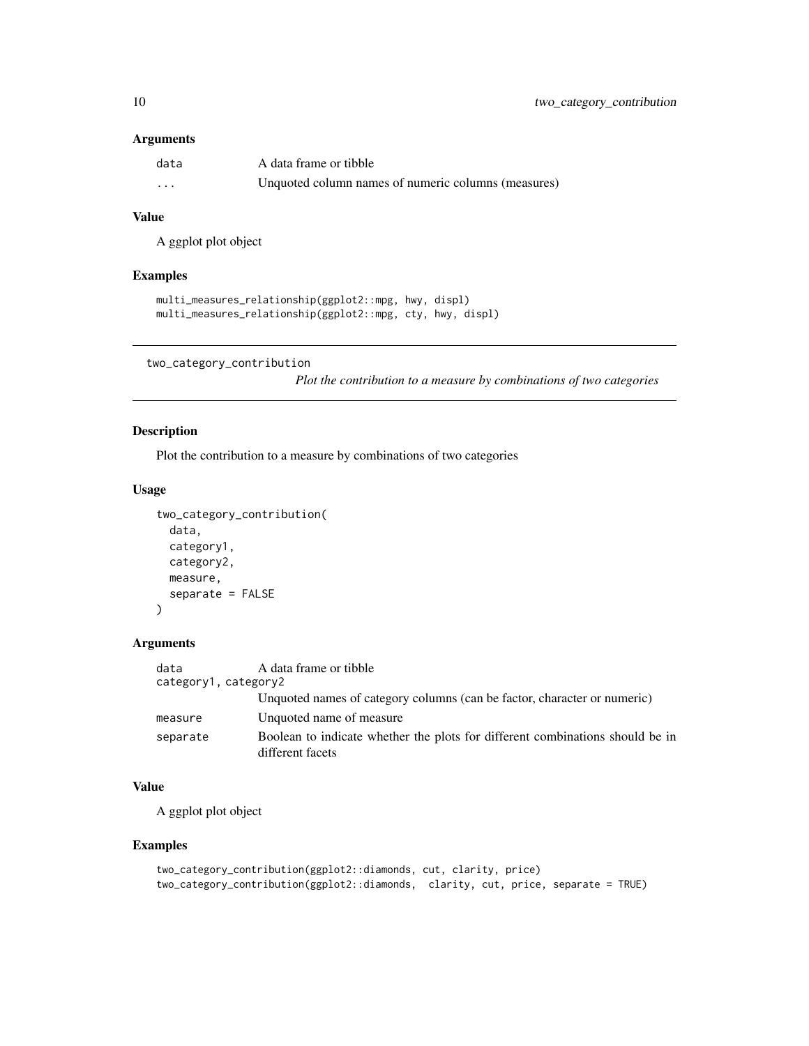### Arguments

| | |
|---|---|
| data | A data frame or tibble |
| ... | Unquoted column names of numeric columns (measures) |

### Value

A ggplot plot object

### Examples

```
multi_measures_relationship(ggplot2::mpg, hwy, displ)
multi_measures_relationship(ggplot2::mpg, cty, hwy, displ)
```

---

## two_category_contribution

*Plot the contribution to a measure by combinations of two categories*

### Description

Plot the contribution to a measure by combinations of two categories

### Usage

```
two_category_contribution(
  data,
  category1,
  category2,
  measure,
  separate = FALSE
)
```

### Arguments

| | |
|---|---|
| data | A data frame or tibble |
| category1, category2 | Unquoted names of category columns (can be factor, character or numeric) |
| measure | Unquoted name of measure |
| separate | Boolean to indicate whether the plots for different combinations should be in different facets |

### Value

A ggplot plot object

### Examples

```
two_category_contribution(ggplot2::diamonds, cut, clarity, price)
two_category_contribution(ggplot2::diamonds,  clarity, cut, price, separate = TRUE)
```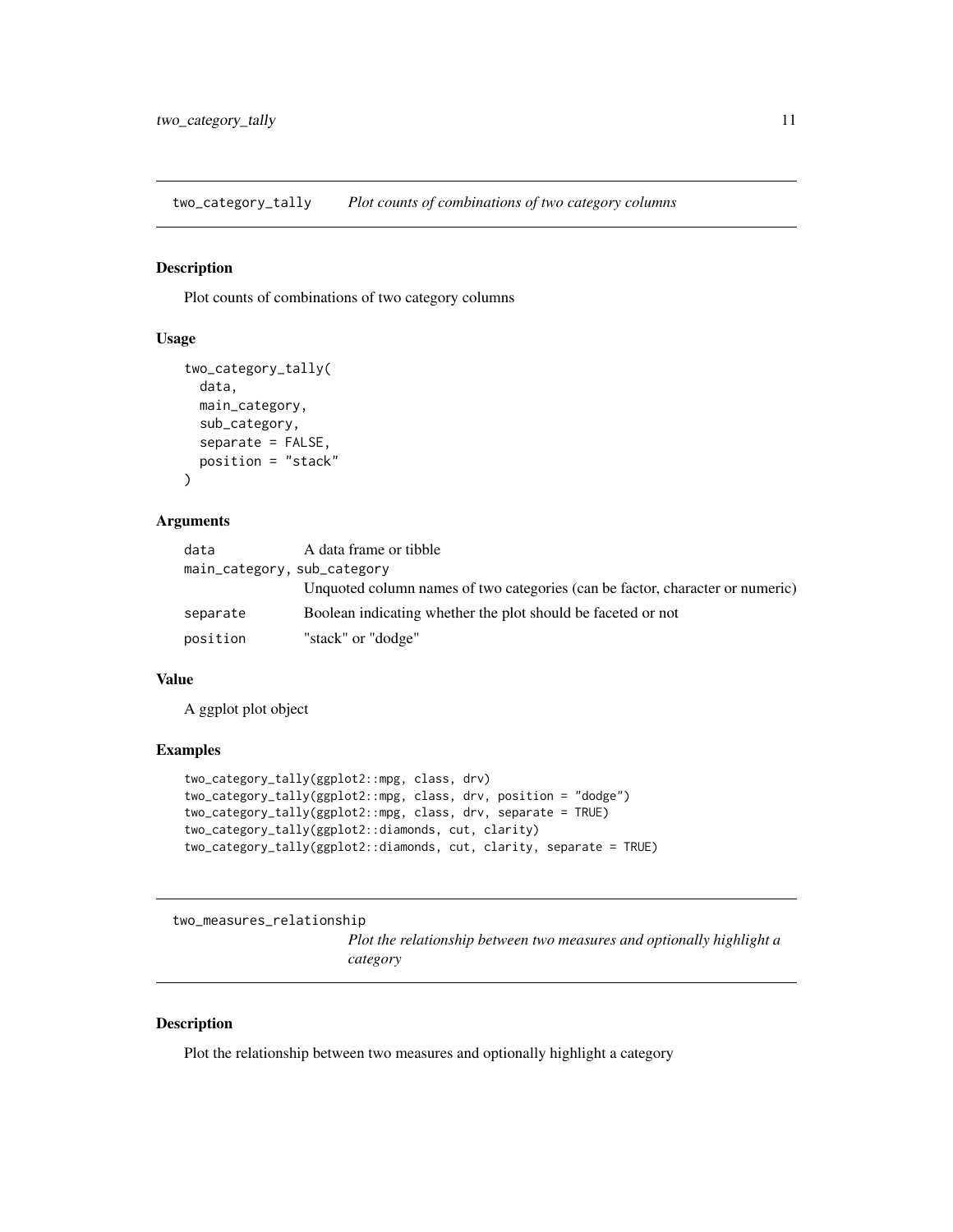## two_category_tally — *Plot counts of combinations of two category columns*

### Description

Plot counts of combinations of two category columns

### Usage

```
two_category_tally(
  data,
  main_category,
  sub_category,
  separate = FALSE,
  position = "stack"
)
```

### Arguments

| Argument | Description |
| --- | --- |
| `data` | A data frame or tibble |
| `main_category, sub_category` | Unquoted column names of two categories (can be factor, character or numeric) |
| `separate` | Boolean indicating whether the plot should be faceted or not |
| `position` | "stack" or "dodge" |

### Value

A ggplot plot object

### Examples

```
two_category_tally(ggplot2::mpg, class, drv)
two_category_tally(ggplot2::mpg, class, drv, position = "dodge")
two_category_tally(ggplot2::mpg, class, drv, separate = TRUE)
two_category_tally(ggplot2::diamonds, cut, clarity)
two_category_tally(ggplot2::diamonds, cut, clarity, separate = TRUE)
```

## two_measures_relationship — *Plot the relationship between two measures and optionally highlight a category*

### Description

Plot the relationship between two measures and optionally highlight a category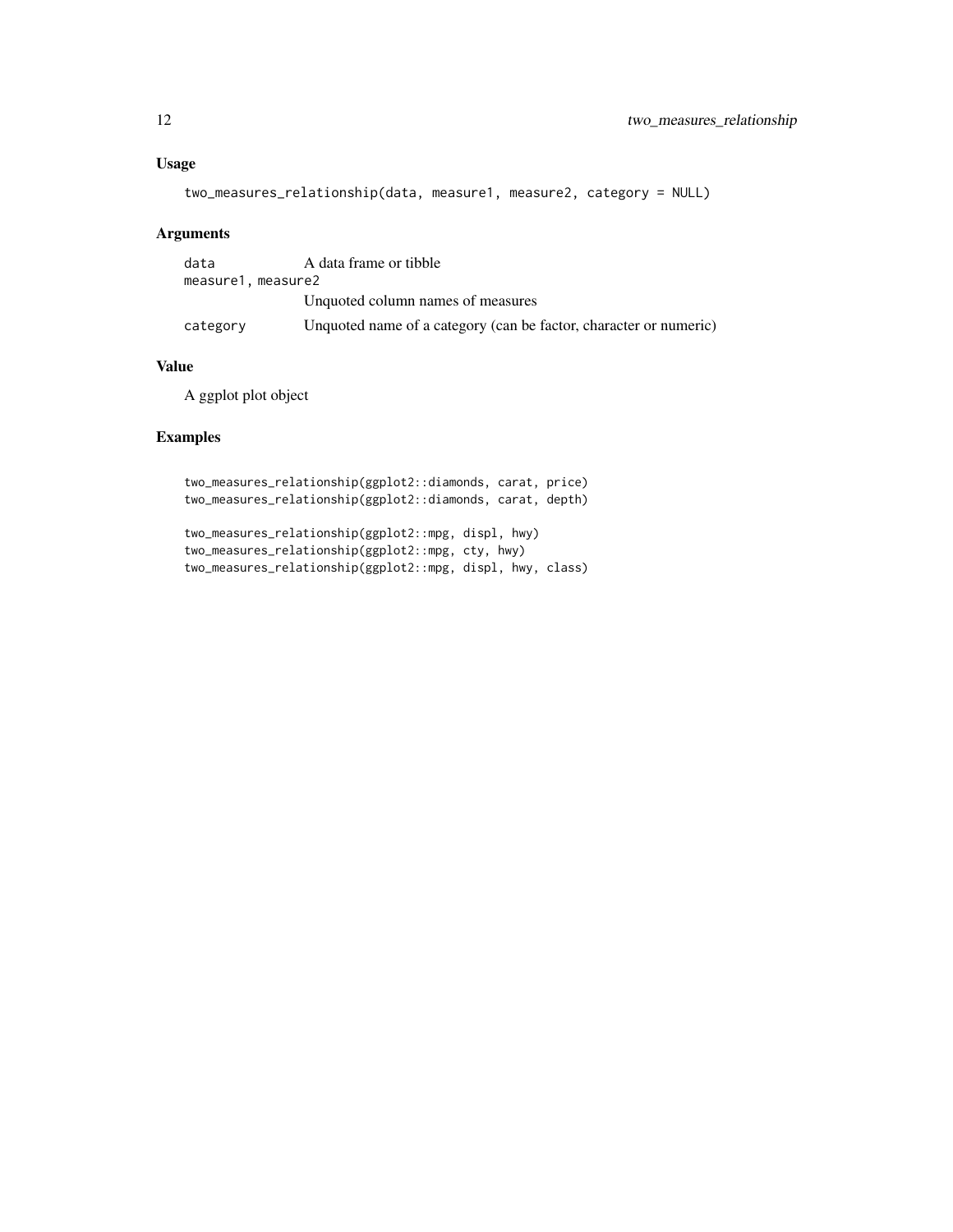## Usage

```
two_measures_relationship(data, measure1, measure2, category = NULL)
```

## Arguments

| | |
|---|---|
| `data` | A data frame or tibble |
| `measure1, measure2` | Unquoted column names of measures |
| `category` | Unquoted name of a category (can be factor, character or numeric) |

## Value

A ggplot plot object

## Examples

```
two_measures_relationship(ggplot2::diamonds, carat, price)
two_measures_relationship(ggplot2::diamonds, carat, depth)

two_measures_relationship(ggplot2::mpg, displ, hwy)
two_measures_relationship(ggplot2::mpg, cty, hwy)
two_measures_relationship(ggplot2::mpg, displ, hwy, class)
```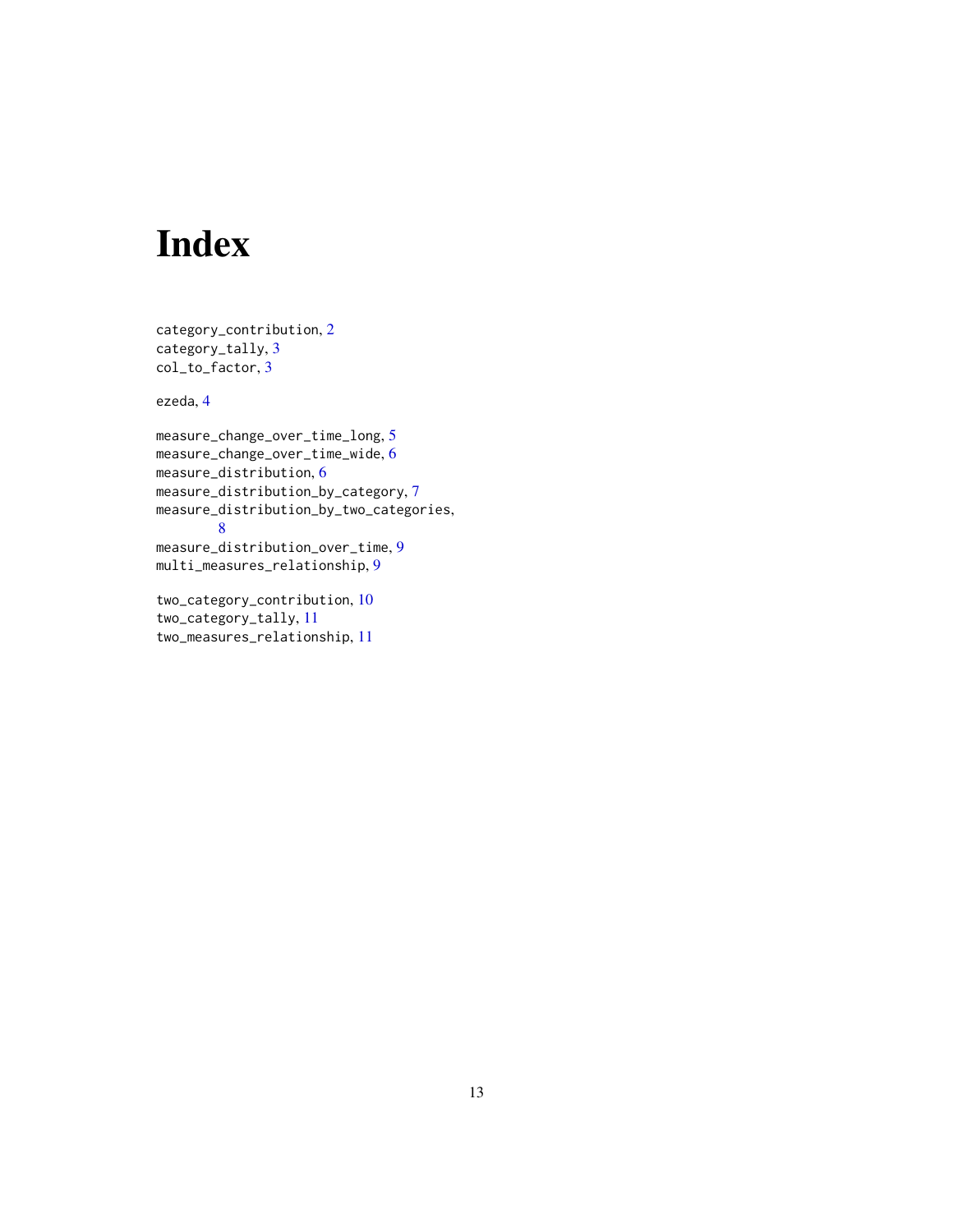# Index

category_contribution, 2
category_tally, 3
col_to_factor, 3

ezeda, 4

measure_change_over_time_long, 5
measure_change_over_time_wide, 6
measure_distribution, 6
measure_distribution_by_category, 7
measure_distribution_by_two_categories, 8
measure_distribution_over_time, 9
multi_measures_relationship, 9

two_category_contribution, 10
two_category_tally, 11
two_measures_relationship, 11